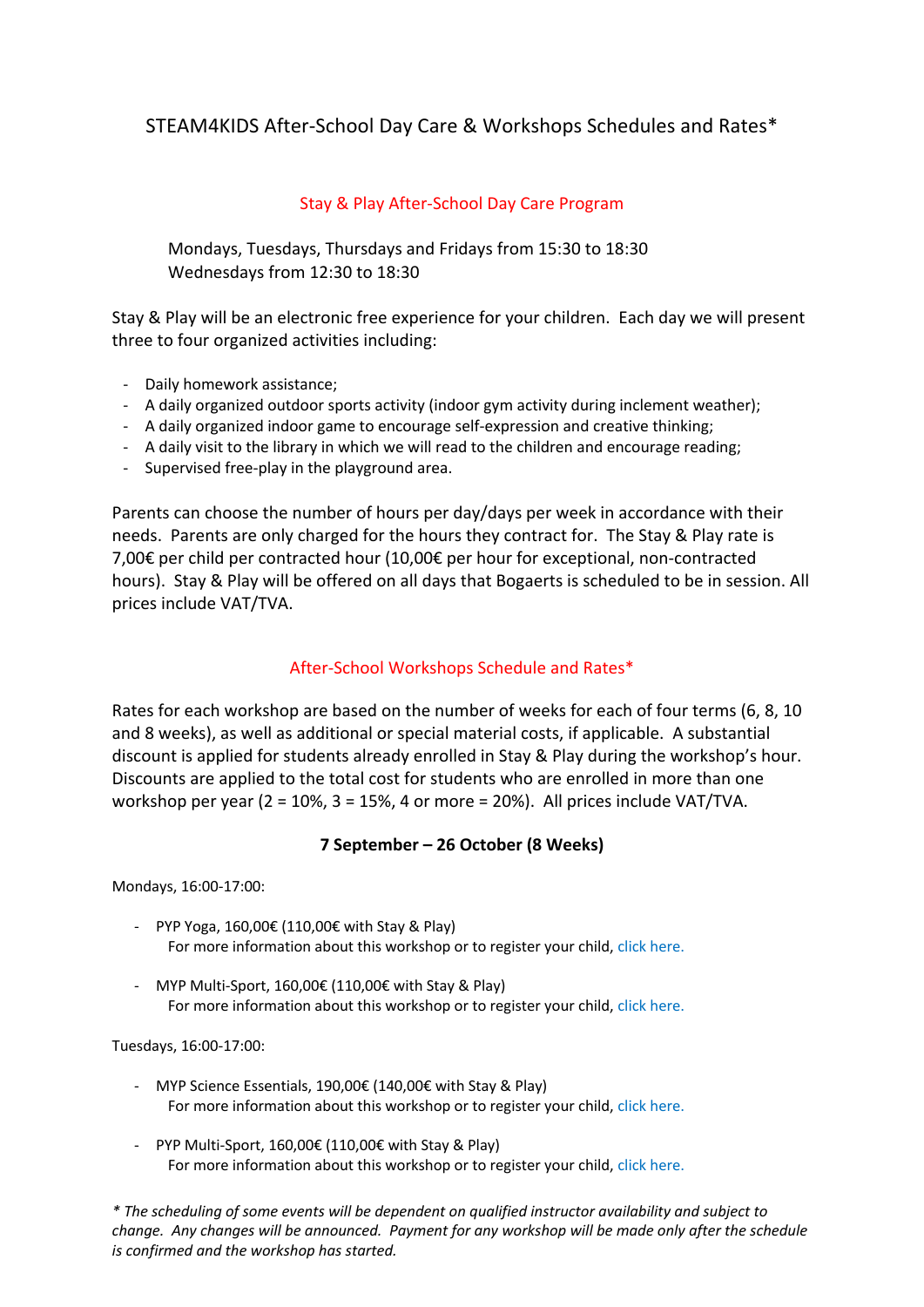# STEAM4KIDS After-School Day Care & Workshops Schedules and Rates*

## Stay & Play After-School Day Care Program

Mondays, Tuesdays, Thursdays and Fridays from 15:30 to 18:30
Wednesdays from 12:30 to 18:30

Stay & Play will be an electronic free experience for your children. Each day we will present three to four organized activities including:

- Daily homework assistance;
- A daily organized outdoor sports activity (indoor gym activity during inclement weather);
- A daily organized indoor game to encourage self-expression and creative thinking;
- A daily visit to the library in which we will read to the children and encourage reading;
- Supervised free-play in the playground area.

Parents can choose the number of hours per day/days per week in accordance with their needs. Parents are only charged for the hours they contract for. The Stay & Play rate is 7,00€ per child per contracted hour (10,00€ per hour for exceptional, non-contracted hours). Stay & Play will be offered on all days that Bogaerts is scheduled to be in session. All prices include VAT/TVA.

## After-School Workshops Schedule and Rates*

Rates for each workshop are based on the number of weeks for each of four terms (6, 8, 10 and 8 weeks), as well as additional or special material costs, if applicable. A substantial discount is applied for students already enrolled in Stay & Play during the workshop's hour. Discounts are applied to the total cost for students who are enrolled in more than one workshop per year (2 = 10%, 3 = 15%, 4 or more = 20%). All prices include VAT/TVA.

### 7 September – 26 October (8 Weeks)

Mondays, 16:00-17:00:

- PYP Yoga, 160,00€ (110,00€ with Stay & Play)
  For more information about this workshop or to register your child, click here.

- MYP Multi-Sport, 160,00€ (110,00€ with Stay & Play)
  For more information about this workshop or to register your child, click here.

Tuesdays, 16:00-17:00:

- MYP Science Essentials, 190,00€ (140,00€ with Stay & Play)
  For more information about this workshop or to register your child, click here.

- PYP Multi-Sport, 160,00€ (110,00€ with Stay & Play)
  For more information about this workshop or to register your child, click here.

*\* The scheduling of some events will be dependent on qualified instructor availability and subject to change. Any changes will be announced. Payment for any workshop will be made only after the schedule is confirmed and the workshop has started.*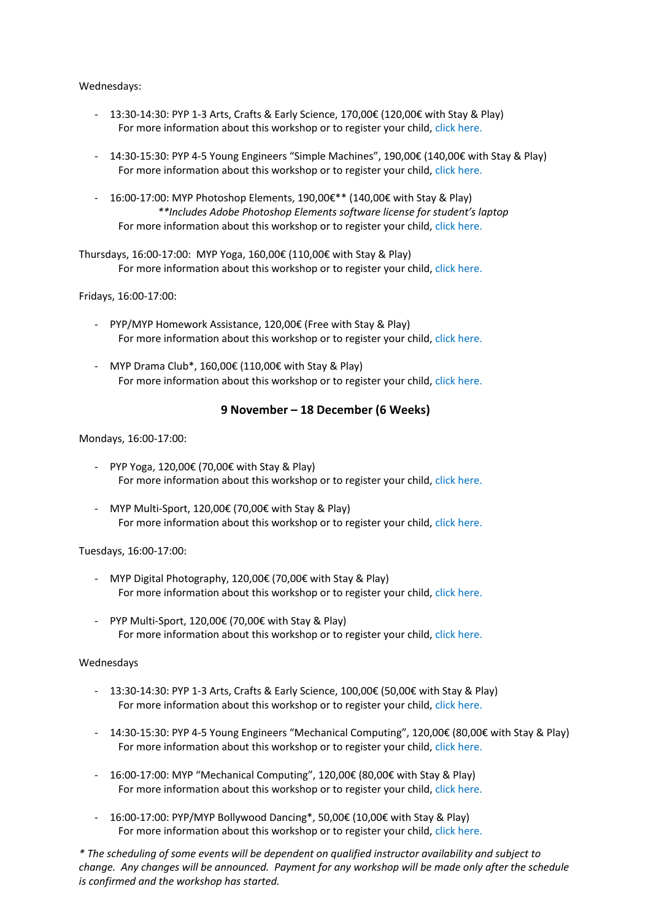Wednesdays:

- 13:30-14:30: PYP 1-3 Arts, Crafts & Early Science, 170,00€ (120,00€ with Stay & Play)
  For more information about this workshop or to register your child, click here.

- 14:30-15:30: PYP 4-5 Young Engineers "Simple Machines", 190,00€ (140,00€ with Stay & Play)
  For more information about this workshop or to register your child, click here.

- 16:00-17:00: MYP Photoshop Elements, 190,00€** (140,00€ with Stay & Play)
  *\*\*Includes Adobe Photoshop Elements software license for student's laptop*
  For more information about this workshop or to register your child, click here.

Thursdays, 16:00-17:00: MYP Yoga, 160,00€ (110,00€ with Stay & Play)
For more information about this workshop or to register your child, click here.

Fridays, 16:00-17:00:

- PYP/MYP Homework Assistance, 120,00€ (Free with Stay & Play)
  For more information about this workshop or to register your child, click here.

- MYP Drama Club*, 160,00€ (110,00€ with Stay & Play)
  For more information about this workshop or to register your child, click here.

## 9 November – 18 December (6 Weeks)

Mondays, 16:00-17:00:

- PYP Yoga, 120,00€ (70,00€ with Stay & Play)
  For more information about this workshop or to register your child, click here.

- MYP Multi-Sport, 120,00€ (70,00€ with Stay & Play)
  For more information about this workshop or to register your child, click here.

Tuesdays, 16:00-17:00:

- MYP Digital Photography, 120,00€ (70,00€ with Stay & Play)
  For more information about this workshop or to register your child, click here.

- PYP Multi-Sport, 120,00€ (70,00€ with Stay & Play)
  For more information about this workshop or to register your child, click here.

Wednesdays

- 13:30-14:30: PYP 1-3 Arts, Crafts & Early Science, 100,00€ (50,00€ with Stay & Play)
  For more information about this workshop or to register your child, click here.

- 14:30-15:30: PYP 4-5 Young Engineers "Mechanical Computing", 120,00€ (80,00€ with Stay & Play)
  For more information about this workshop or to register your child, click here.

- 16:00-17:00: MYP "Mechanical Computing", 120,00€ (80,00€ with Stay & Play)
  For more information about this workshop or to register your child, click here.

- 16:00-17:00: PYP/MYP Bollywood Dancing*, 50,00€ (10,00€ with Stay & Play)
  For more information about this workshop or to register your child, click here.

*\* The scheduling of some events will be dependent on qualified instructor availability and subject to change. Any changes will be announced. Payment for any workshop will be made only after the schedule is confirmed and the workshop has started.*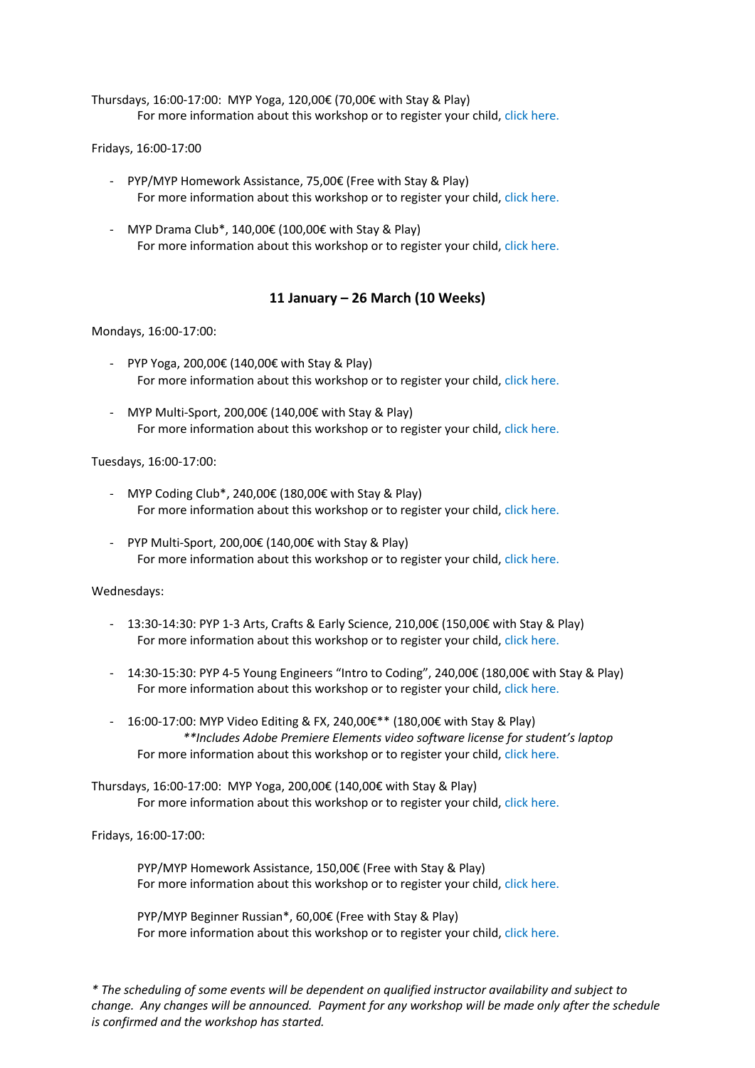Thursdays, 16:00-17:00:  MYP Yoga, 120,00€ (70,00€ with Stay & Play)
For more information about this workshop or to register your child, click here.

Fridays, 16:00-17:00

- PYP/MYP Homework Assistance, 75,00€ (Free with Stay & Play)
  For more information about this workshop or to register your child, click here.

- MYP Drama Club*, 140,00€ (100,00€ with Stay & Play)
  For more information about this workshop or to register your child, click here.

## 11 January – 26 March (10 Weeks)

Mondays, 16:00-17:00:

- PYP Yoga, 200,00€ (140,00€ with Stay & Play)
  For more information about this workshop or to register your child, click here.

- MYP Multi-Sport, 200,00€ (140,00€ with Stay & Play)
  For more information about this workshop or to register your child, click here.

Tuesdays, 16:00-17:00:

- MYP Coding Club*, 240,00€ (180,00€ with Stay & Play)
  For more information about this workshop or to register your child, click here.

- PYP Multi-Sport, 200,00€ (140,00€ with Stay & Play)
  For more information about this workshop or to register your child, click here.

Wednesdays:

- 13:30-14:30: PYP 1-3 Arts, Crafts & Early Science, 210,00€ (150,00€ with Stay & Play)
  For more information about this workshop or to register your child, click here.

- 14:30-15:30: PYP 4-5 Young Engineers “Intro to Coding”, 240,00€ (180,00€ with Stay & Play)
  For more information about this workshop or to register your child, click here.

- 16:00-17:00: MYP Video Editing & FX, 240,00€** (180,00€ with Stay & Play)
  *\*\*Includes Adobe Premiere Elements video software license for student’s laptop*
  For more information about this workshop or to register your child, click here.

Thursdays, 16:00-17:00:  MYP Yoga, 200,00€ (140,00€ with Stay & Play)
For more information about this workshop or to register your child, click here.

Fridays, 16:00-17:00:

PYP/MYP Homework Assistance, 150,00€ (Free with Stay & Play)
For more information about this workshop or to register your child, click here.

PYP/MYP Beginner Russian*, 60,00€ (Free with Stay & Play)
For more information about this workshop or to register your child, click here.

*\* The scheduling of some events will be dependent on qualified instructor availability and subject to change.  Any changes will be announced.  Payment for any workshop will be made only after the schedule is confirmed and the workshop has started.*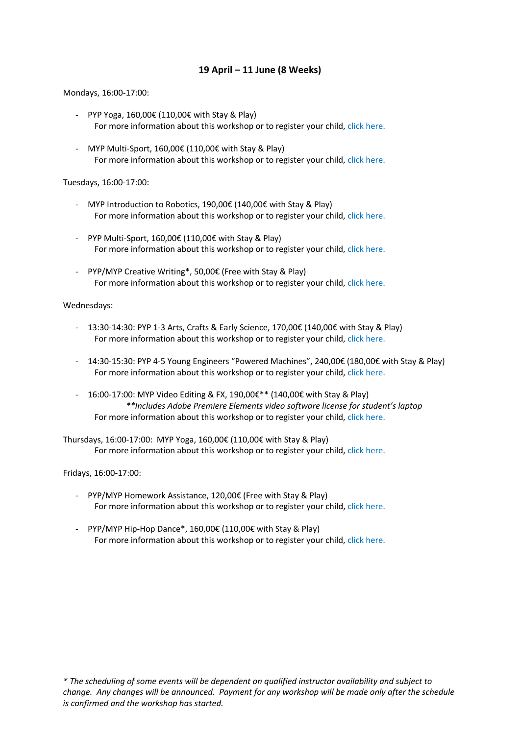**19 April – 11 June (8 Weeks)**

Mondays, 16:00-17:00:

- PYP Yoga, 160,00€ (110,00€ with Stay & Play)
  For more information about this workshop or to register your child, click here.

- MYP Multi-Sport, 160,00€ (110,00€ with Stay & Play)
  For more information about this workshop or to register your child, click here.

Tuesdays, 16:00-17:00:

- MYP Introduction to Robotics, 190,00€ (140,00€ with Stay & Play)
  For more information about this workshop or to register your child, click here.

- PYP Multi-Sport, 160,00€ (110,00€ with Stay & Play)
  For more information about this workshop or to register your child, click here.

- PYP/MYP Creative Writing*, 50,00€ (Free with Stay & Play)
  For more information about this workshop or to register your child, click here.

Wednesdays:

- 13:30-14:30: PYP 1-3 Arts, Crafts & Early Science, 170,00€ (140,00€ with Stay & Play)
  For more information about this workshop or to register your child, click here.

- 14:30-15:30: PYP 4-5 Young Engineers "Powered Machines", 240,00€ (180,00€ with Stay & Play)
  For more information about this workshop or to register your child, click here.

- 16:00-17:00: MYP Video Editing & FX, 190,00€** (140,00€ with Stay & Play)
  *\*\*Includes Adobe Premiere Elements video software license for student's laptop*
  For more information about this workshop or to register your child, click here.

Thursdays, 16:00-17:00: MYP Yoga, 160,00€ (110,00€ with Stay & Play)
For more information about this workshop or to register your child, click here.

Fridays, 16:00-17:00:

- PYP/MYP Homework Assistance, 120,00€ (Free with Stay & Play)
  For more information about this workshop or to register your child, click here.

- PYP/MYP Hip-Hop Dance*, 160,00€ (110,00€ with Stay & Play)
  For more information about this workshop or to register your child, click here.

*\* The scheduling of some events will be dependent on qualified instructor availability and subject to change. Any changes will be announced. Payment for any workshop will be made only after the schedule is confirmed and the workshop has started.*